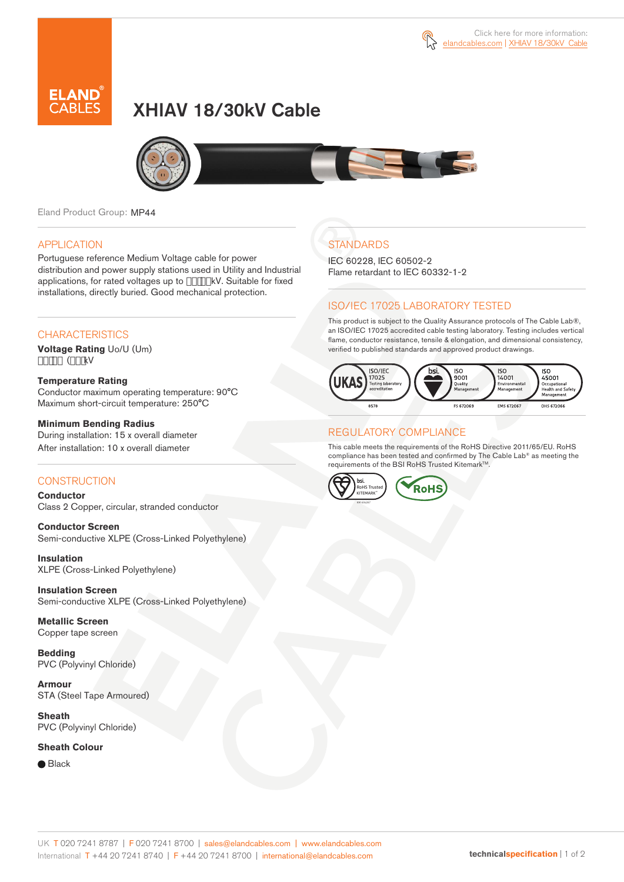Click here for more information: elandcables.com | XHIAV 18/30kV Cable

# XHIAV 18/30kV Cable

Eland Product Group: MP44

## APPLICATION

Portuguese reference Medium Voltage cable for power distribution and power supply stations used in Utility and Industrial applications, for rated voltages up to □□□□kV. Suitable for fixed installations, directly buried. Good mechanical protection.

## CHARACTERISTICS

**Voltage Rating** Uo/U (Um)
□□□□□ (□□□kV

**Temperature Rating**
Conductor maximum operating temperature: 90°C
Maximum short-circuit temperature: 250°C

**Minimum Bending Radius**
During installation: 15 x overall diameter
After installation: 10 x overall diameter

## CONSTRUCTION

**Conductor**
Class 2 Copper, circular, stranded conductor

**Conductor Screen**
Semi-conductive XLPE (Cross-Linked Polyethylene)

**Insulation**
XLPE (Cross-Linked Polyethylene)

**Insulation Screen**
Semi-conductive XLPE (Cross-Linked Polyethylene)

**Metallic Screen**
Copper tape screen

**Bedding**
PVC (Polyvinyl Chloride)

**Armour**
STA (Steel Tape Armoured)

**Sheath**
PVC (Polyvinyl Chloride)

**Sheath Colour**

- Black

## STANDARDS

IEC 60228, IEC 60502-2
Flame retardant to IEC 60332-1-2

## ISO/IEC 17025 LABORATORY TESTED

This product is subject to the Quality Assurance protocols of The Cable Lab®, an ISO/IEC 17025 accredited cable testing laboratory. Testing includes vertical flame, conductor resistance, tensile & elongation, and dimensional consistency, verified to published standards and approved product drawings.

UKAS ISO/IEC 17025 Testing laboratory accreditation 8578 | bsi. ISO 9001 Quality Management FS 672069 | ISO 14001 Environmental Management EMS 672067 | ISO 45001 Occupational Health and Safety Management OHS 672066

## REGULATORY COMPLIANCE

This cable meets the requirements of the RoHS Directive 2011/65/EU. RoHS compliance has been tested and confirmed by The Cable Lab® as meeting the requirements of the BSI RoHS Trusted Kitemark™.

bsi. RoHS Trusted KITEMARK™ | RoHS

UK T 020 7241 8787 | F 020 7241 8700 | sales@elandcables.com | www.elandcables.com
International T +44 20 7241 8740 | F +44 20 7241 8700 | international@elandcables.com

technicalspecification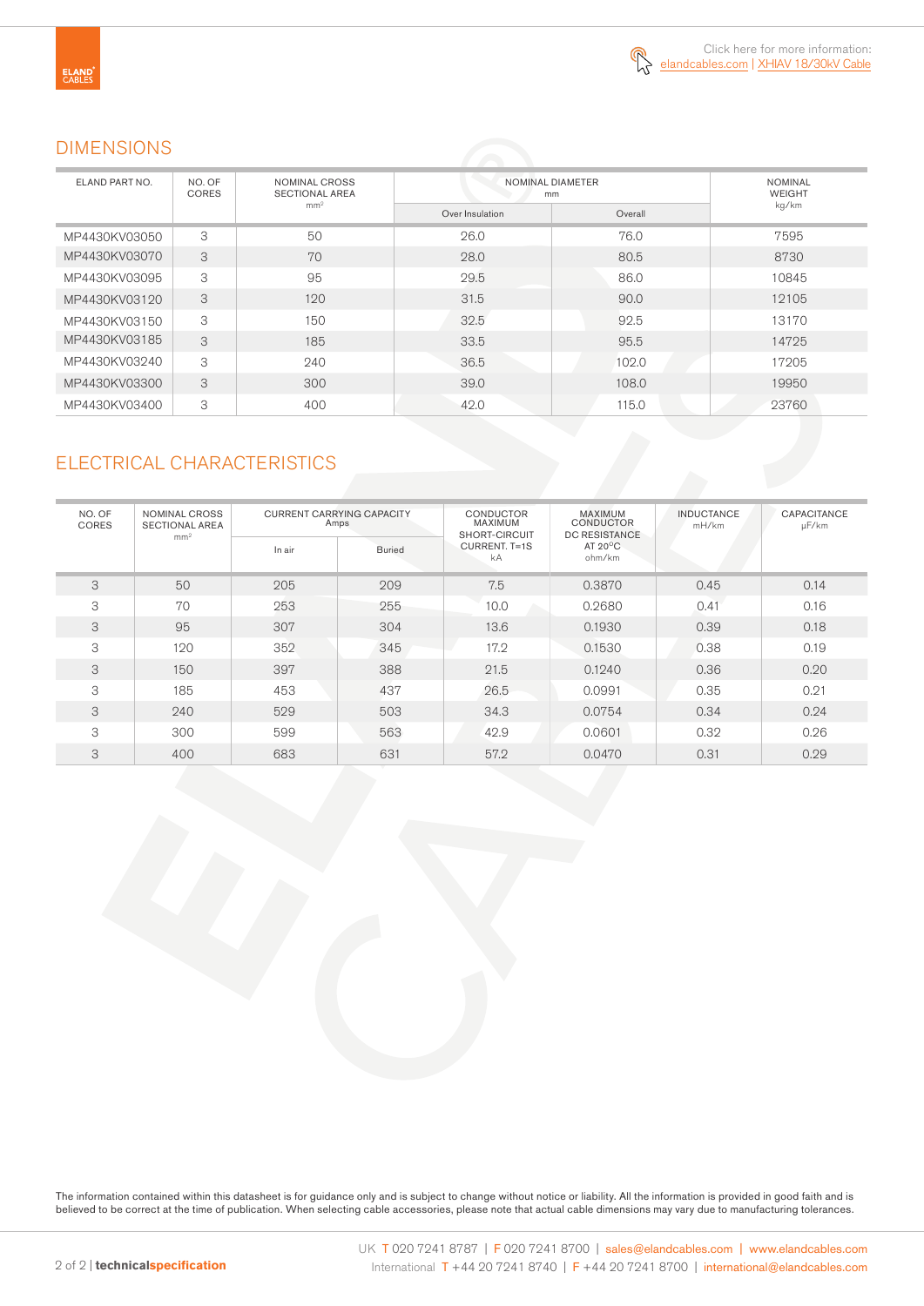Click here for more information: elandcables.com | XHIAV 18/30kV Cable

## DIMENSIONS

| ELAND PART NO. | NO. OF CORES | NOMINAL CROSS SECTIONAL AREA mm² | NOMINAL DIAMETER mm | | NOMINAL WEIGHT kg/km |
|---|---|---|---|---|---|
| | | | Over Insulation | Overall | |
| MP4430KV03050 | 3 | 50 | 26.0 | 76.0 | 7595 |
| MP4430KV03070 | 3 | 70 | 28.0 | 80.5 | 8730 |
| MP4430KV03095 | 3 | 95 | 29.5 | 86.0 | 10845 |
| MP4430KV03120 | 3 | 120 | 31.5 | 90.0 | 12105 |
| MP4430KV03150 | 3 | 150 | 32.5 | 92.5 | 13170 |
| MP4430KV03185 | 3 | 185 | 33.5 | 95.5 | 14725 |
| MP4430KV03240 | 3 | 240 | 36.5 | 102.0 | 17205 |
| MP4430KV03300 | 3 | 300 | 39.0 | 108.0 | 19950 |
| MP4430KV03400 | 3 | 400 | 42.0 | 115.0 | 23760 |

## ELECTRICAL CHARACTERISTICS

| NO. OF CORES | NOMINAL CROSS SECTIONAL AREA mm² | CURRENT CARRYING CAPACITY Amps | | CONDUCTOR MAXIMUM SHORT-CIRCUIT CURRENT. T=1S kA | MAXIMUM CONDUCTOR DC RESISTANCE AT 20°C ohm/km | INDUCTANCE mH/km | CAPACITANCE μF/km |
|---|---|---|---|---|---|---|---|
| | | In air | Buried | | | | |
| 3 | 50 | 205 | 209 | 7.5 | 0.3870 | 0.45 | 0.14 |
| 3 | 70 | 253 | 255 | 10.0 | 0.2680 | 0.41 | 0.16 |
| 3 | 95 | 307 | 304 | 13.6 | 0.1930 | 0.39 | 0.18 |
| 3 | 120 | 352 | 345 | 17.2 | 0.1530 | 0.38 | 0.19 |
| 3 | 150 | 397 | 388 | 21.5 | 0.1240 | 0.36 | 0.20 |
| 3 | 185 | 453 | 437 | 26.5 | 0.0991 | 0.35 | 0.21 |
| 3 | 240 | 529 | 503 | 34.3 | 0.0754 | 0.34 | 0.24 |
| 3 | 300 | 599 | 563 | 42.9 | 0.0601 | 0.32 | 0.26 |
| 3 | 400 | 683 | 631 | 57.2 | 0.0470 | 0.31 | 0.29 |

The information contained within this datasheet is for guidance only and is subject to change without notice or liability. All the information is provided in good faith and is believed to be correct at the time of publication. When selecting cable accessories, please note that actual cable dimensions may vary due to manufacturing tolerances.

UK T 020 7241 8787 | F 020 7241 8700 | sales@elandcables.com | www.elandcables.com
International T +44 20 7241 8740 | F +44 20 7241 8700 | international@elandcables.com